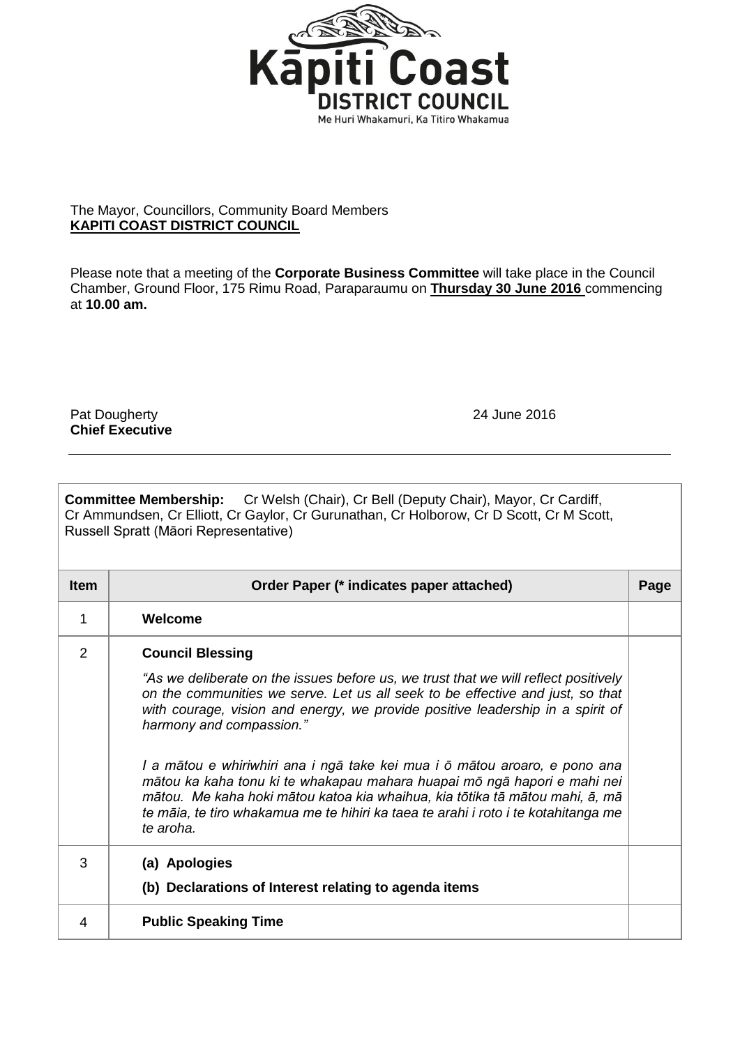Kāpiti Coast
**DISTRICT COUNCIL**
Me Huri Whakamuri, Ka Titiro Whakamua

The Mayor, Councillors, Community Board Members
**KAPITI COAST DISTRICT COUNCIL**

Please note that a meeting of the **Corporate Business Committee** will take place in the Council Chamber, Ground Floor, 175 Rimu Road, Paraparaumu on **Thursday 30 June 2016** commencing at **10.00 am.**

Pat Dougherty
**Chief Executive**

24 June 2016

---

**Committee Membership:** Cr Welsh (Chair), Cr Bell (Deputy Chair), Mayor, Cr Cardiff, Cr Ammundsen, Cr Elliott, Cr Gaylor, Cr Gurunathan, Cr Holborow, Cr D Scott, Cr M Scott, Russell Spratt (Māori Representative)

| Item | Order Paper (* indicates paper attached) | Page |
|---|---|---|
| 1 | **Welcome** | |
| 2 | **Council Blessing**<br>*"As we deliberate on the issues before us, we trust that we will reflect positively on the communities we serve. Let us all seek to be effective and just, so that with courage, vision and energy, we provide positive leadership in a spirit of harmony and compassion."*<br>*I a mātou e whiriwhiri ana i ngā take kei mua i ō mātou aroaro, e pono ana mātou ka kaha tonu ki te whakapau mahara huapai mō ngā hapori e mahi nei mātou. Me kaha hoki mātou katoa kia whaihua, kia tōtika tā mātou mahi, ā, mā te māia, te tiro whakamua me te hihiri ka taea te arahi i roto i te kotahitanga me te aroha.* | |
| 3 | **(a) Apologies**<br>**(b) Declarations of Interest relating to agenda items** | |
| 4 | **Public Speaking Time** | |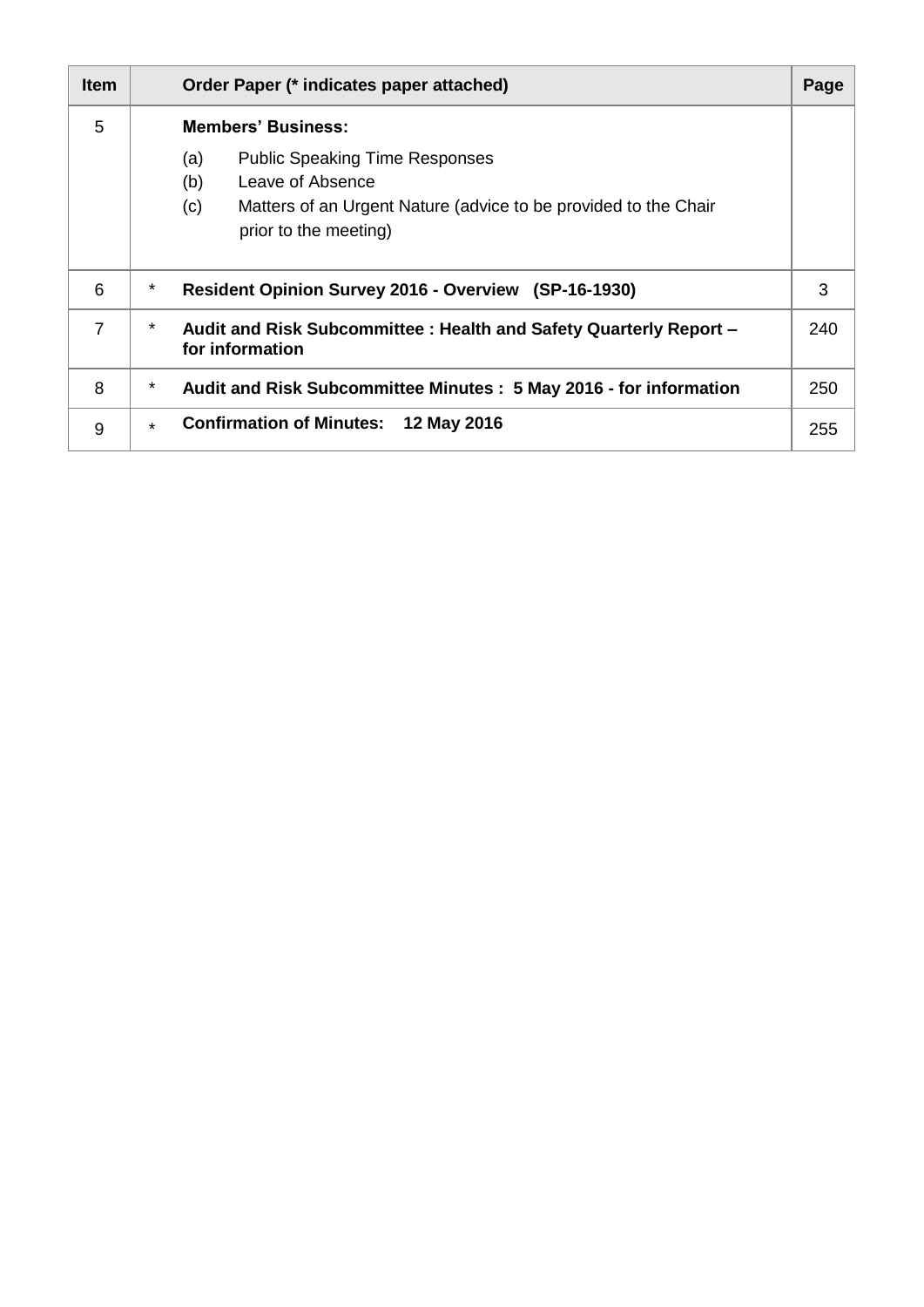| Item | | Order Paper (* indicates paper attached) | Page |
|---|---|---|---|
| 5 | | **Members' Business:**<br>(a) Public Speaking Time Responses<br>(b) Leave of Absence<br>(c) Matters of an Urgent Nature (advice to be provided to the Chair prior to the meeting) | |
| 6 | * | **Resident Opinion Survey 2016 - Overview (SP-16-1930)** | 3 |
| 7 | * | **Audit and Risk Subcommittee : Health and Safety Quarterly Report – for information** | 240 |
| 8 | * | **Audit and Risk Subcommittee Minutes : 5 May 2016 - for information** | 250 |
| 9 | * | **Confirmation of Minutes: 12 May 2016** | 255 |